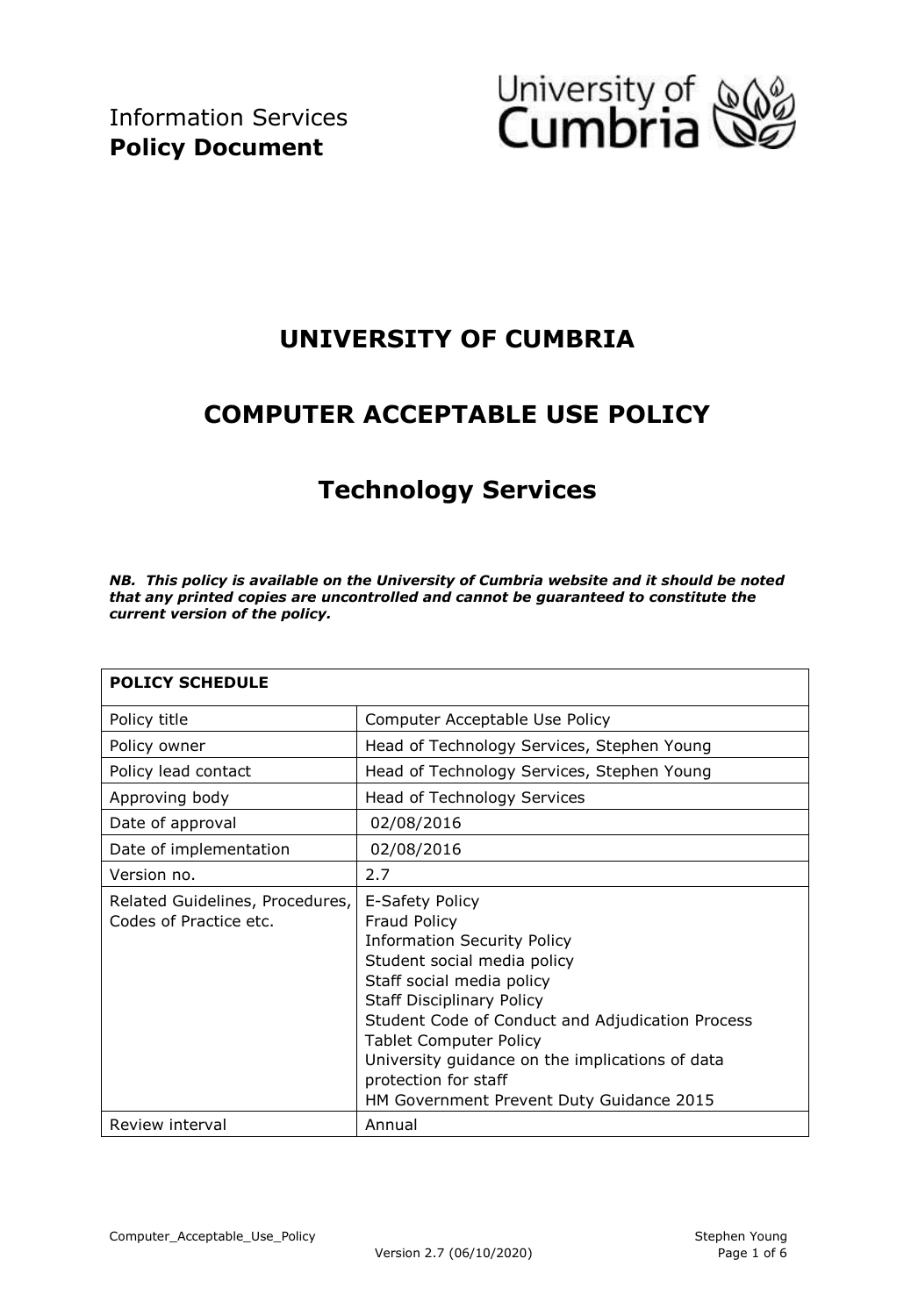Information Services
**Policy Document**

# UNIVERSITY OF CUMBRIA

# COMPUTER ACCEPTABLE USE POLICY

# Technology Services

***NB. This policy is available on the University of Cumbria website and it should be noted that any printed copies are uncontrolled and cannot be guaranteed to constitute the current version of the policy.***

| **POLICY SCHEDULE** | |
|---|---|
| Policy title | Computer Acceptable Use Policy |
| Policy owner | Head of Technology Services, Stephen Young |
| Policy lead contact | Head of Technology Services, Stephen Young |
| Approving body | Head of Technology Services |
| Date of approval | 02/08/2016 |
| Date of implementation | 02/08/2016 |
| Version no. | 2.7 |
| Related Guidelines, Procedures, Codes of Practice etc. | E-Safety Policy<br>Fraud Policy<br>Information Security Policy<br>Student social media policy<br>Staff social media policy<br>Staff Disciplinary Policy<br>Student Code of Conduct and Adjudication Process<br>Tablet Computer Policy<br>University guidance on the implications of data protection for staff<br>HM Government Prevent Duty Guidance 2015 |
| Review interval | Annual |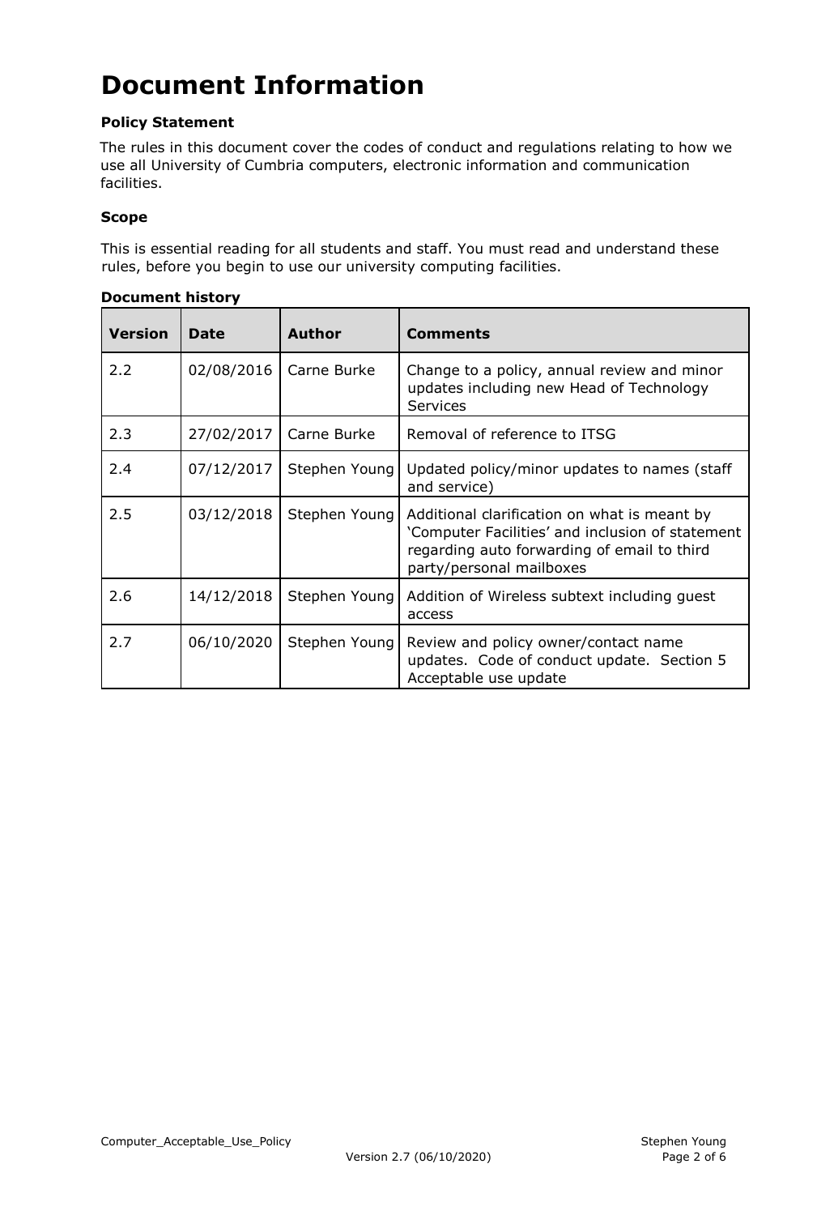# Document Information

**Policy Statement**

The rules in this document cover the codes of conduct and regulations relating to how we use all University of Cumbria computers, electronic information and communication facilities.

**Scope**

This is essential reading for all students and staff. You must read and understand these rules, before you begin to use our university computing facilities.

**Document history**

| Version | Date | Author | Comments |
|---|---|---|---|
| 2.2 | 02/08/2016 | Carne Burke | Change to a policy, annual review and minor updates including new Head of Technology Services |
| 2.3 | 27/02/2017 | Carne Burke | Removal of reference to ITSG |
| 2.4 | 07/12/2017 | Stephen Young | Updated policy/minor updates to names (staff and service) |
| 2.5 | 03/12/2018 | Stephen Young | Additional clarification on what is meant by 'Computer Facilities' and inclusion of statement regarding auto forwarding of email to third party/personal mailboxes |
| 2.6 | 14/12/2018 | Stephen Young | Addition of Wireless subtext including guest access |
| 2.7 | 06/10/2020 | Stephen Young | Review and policy owner/contact name updates. Code of conduct update. Section 5 Acceptable use update |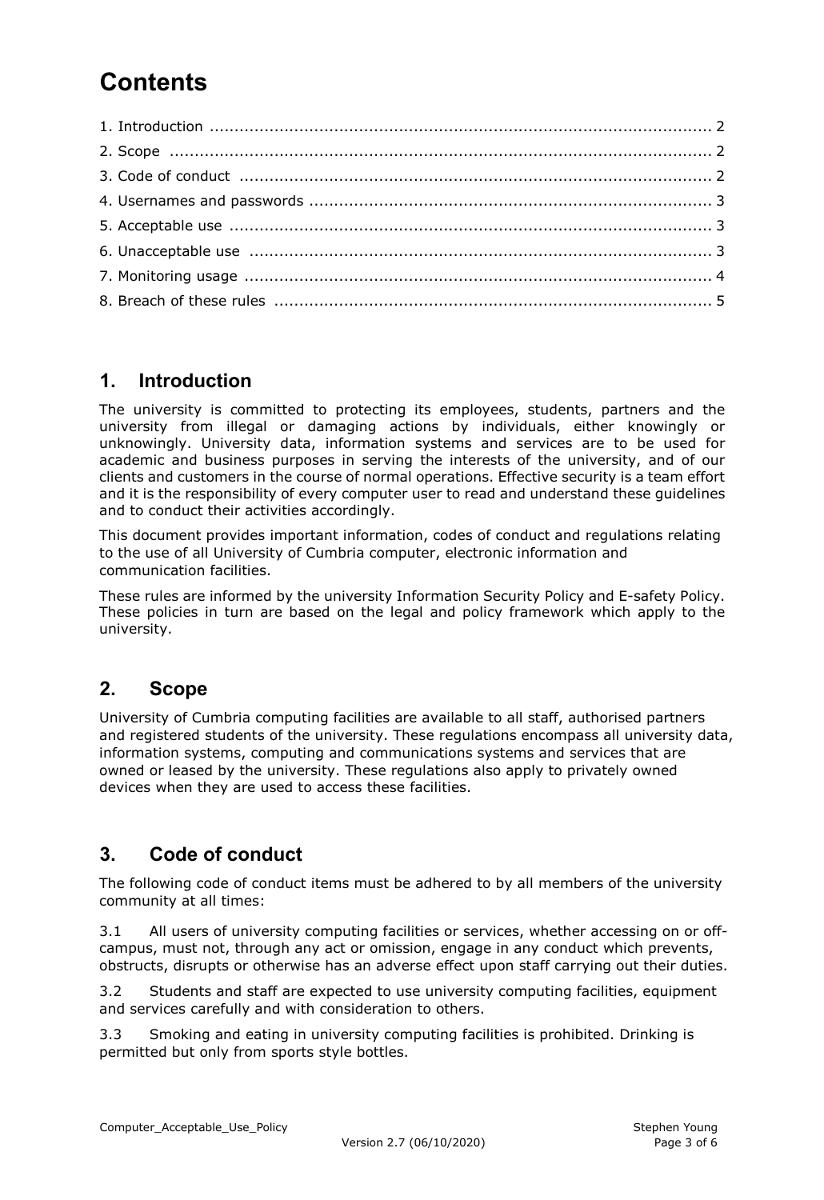# Contents

1. Introduction ..................................................................................................... 2
2. Scope ............................................................................................................ 2
3. Code of conduct ............................................................................................. 2
4. Usernames and passwords ............................................................................... 3
5. Acceptable use ................................................................................................ 3
6. Unacceptable use ............................................................................................ 3
7. Monitoring usage ............................................................................................. 4
8. Breach of these rules ....................................................................................... 5

## 1. Introduction

The university is committed to protecting its employees, students, partners and the university from illegal or damaging actions by individuals, either knowingly or unknowingly. University data, information systems and services are to be used for academic and business purposes in serving the interests of the university, and of our clients and customers in the course of normal operations. Effective security is a team effort and it is the responsibility of every computer user to read and understand these guidelines and to conduct their activities accordingly.

This document provides important information, codes of conduct and regulations relating to the use of all University of Cumbria computer, electronic information and communication facilities.

These rules are informed by the university Information Security Policy and E-safety Policy. These policies in turn are based on the legal and policy framework which apply to the university.

## 2. Scope

University of Cumbria computing facilities are available to all staff, authorised partners and registered students of the university. These regulations encompass all university data, information systems, computing and communications systems and services that are owned or leased by the university. These regulations also apply to privately owned devices when they are used to access these facilities.

## 3. Code of conduct

The following code of conduct items must be adhered to by all members of the university community at all times:

3.1 All users of university computing facilities or services, whether accessing on or off-campus, must not, through any act or omission, engage in any conduct which prevents, obstructs, disrupts or otherwise has an adverse effect upon staff carrying out their duties.

3.2 Students and staff are expected to use university computing facilities, equipment and services carefully and with consideration to others.

3.3 Smoking and eating in university computing facilities is prohibited. Drinking is permitted but only from sports style bottles.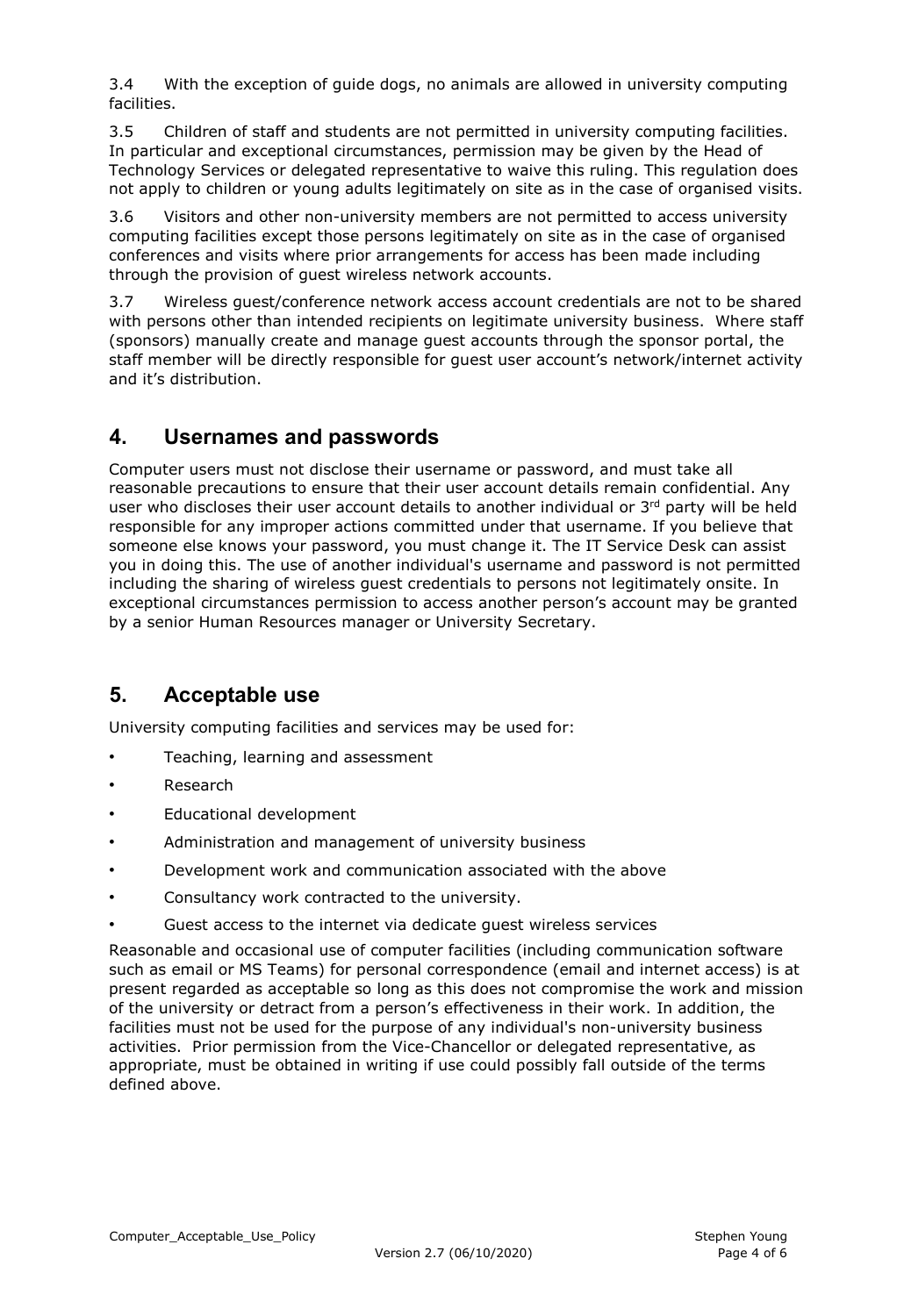3.4 With the exception of guide dogs, no animals are allowed in university computing facilities.

3.5 Children of staff and students are not permitted in university computing facilities. In particular and exceptional circumstances, permission may be given by the Head of Technology Services or delegated representative to waive this ruling. This regulation does not apply to children or young adults legitimately on site as in the case of organised visits.

3.6 Visitors and other non-university members are not permitted to access university computing facilities except those persons legitimately on site as in the case of organised conferences and visits where prior arrangements for access has been made including through the provision of guest wireless network accounts.

3.7 Wireless guest/conference network access account credentials are not to be shared with persons other than intended recipients on legitimate university business. Where staff (sponsors) manually create and manage guest accounts through the sponsor portal, the staff member will be directly responsible for guest user account's network/internet activity and it's distribution.

## 4. Usernames and passwords

Computer users must not disclose their username or password, and must take all reasonable precautions to ensure that their user account details remain confidential. Any user who discloses their user account details to another individual or 3rd party will be held responsible for any improper actions committed under that username. If you believe that someone else knows your password, you must change it. The IT Service Desk can assist you in doing this. The use of another individual's username and password is not permitted including the sharing of wireless guest credentials to persons not legitimately onsite. In exceptional circumstances permission to access another person's account may be granted by a senior Human Resources manager or University Secretary.

## 5. Acceptable use

University computing facilities and services may be used for:

- Teaching, learning and assessment
- Research
- Educational development
- Administration and management of university business
- Development work and communication associated with the above
- Consultancy work contracted to the university.
- Guest access to the internet via dedicate guest wireless services

Reasonable and occasional use of computer facilities (including communication software such as email or MS Teams) for personal correspondence (email and internet access) is at present regarded as acceptable so long as this does not compromise the work and mission of the university or detract from a person's effectiveness in their work. In addition, the facilities must not be used for the purpose of any individual's non-university business activities. Prior permission from the Vice-Chancellor or delegated representative, as appropriate, must be obtained in writing if use could possibly fall outside of the terms defined above.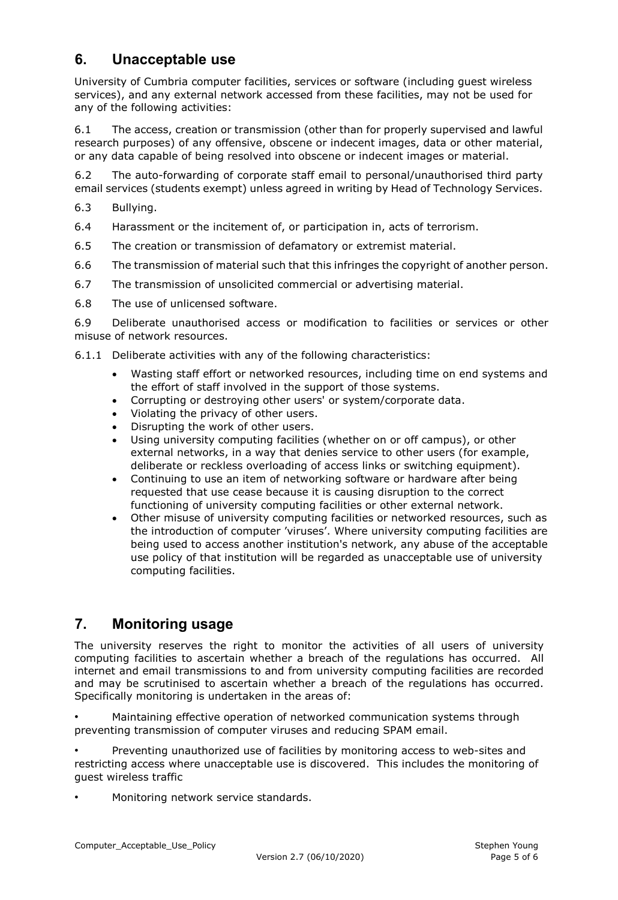## 6. Unacceptable use

University of Cumbria computer facilities, services or software (including guest wireless services), and any external network accessed from these facilities, may not be used for any of the following activities:

6.1 The access, creation or transmission (other than for properly supervised and lawful research purposes) of any offensive, obscene or indecent images, data or other material, or any data capable of being resolved into obscene or indecent images or material.

6.2 The auto-forwarding of corporate staff email to personal/unauthorised third party email services (students exempt) unless agreed in writing by Head of Technology Services.

6.3 Bullying.

6.4 Harassment or the incitement of, or participation in, acts of terrorism.

6.5 The creation or transmission of defamatory or extremist material.

6.6 The transmission of material such that this infringes the copyright of another person.

6.7 The transmission of unsolicited commercial or advertising material.

6.8 The use of unlicensed software.

6.9 Deliberate unauthorised access or modification to facilities or services or other misuse of network resources.

6.1.1 Deliberate activities with any of the following characteristics:

- Wasting staff effort or networked resources, including time on end systems and the effort of staff involved in the support of those systems.
- Corrupting or destroying other users' or system/corporate data.
- Violating the privacy of other users.
- Disrupting the work of other users.
- Using university computing facilities (whether on or off campus), or other external networks, in a way that denies service to other users (for example, deliberate or reckless overloading of access links or switching equipment).
- Continuing to use an item of networking software or hardware after being requested that use cease because it is causing disruption to the correct functioning of university computing facilities or other external network.
- Other misuse of university computing facilities or networked resources, such as the introduction of computer 'viruses'. Where university computing facilities are being used to access another institution's network, any abuse of the acceptable use policy of that institution will be regarded as unacceptable use of university computing facilities.

## 7. Monitoring usage

The university reserves the right to monitor the activities of all users of university computing facilities to ascertain whether a breach of the regulations has occurred. All internet and email transmissions to and from university computing facilities are recorded and may be scrutinised to ascertain whether a breach of the regulations has occurred. Specifically monitoring is undertaken in the areas of:

- Maintaining effective operation of networked communication systems through preventing transmission of computer viruses and reducing SPAM email.
- Preventing unauthorized use of facilities by monitoring access to web-sites and restricting access where unacceptable use is discovered. This includes the monitoring of guest wireless traffic
- Monitoring network service standards.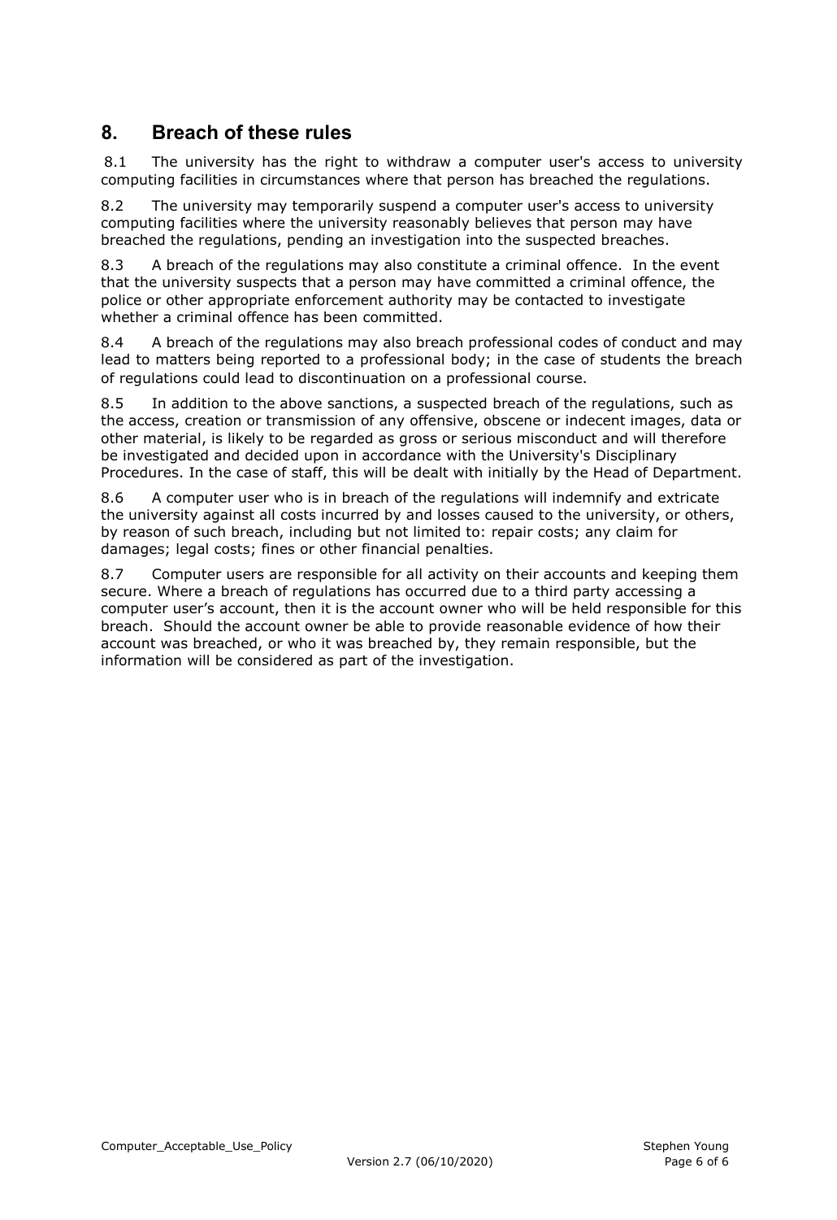## 8. Breach of these rules

8.1 The university has the right to withdraw a computer user's access to university computing facilities in circumstances where that person has breached the regulations.

8.2 The university may temporarily suspend a computer user's access to university computing facilities where the university reasonably believes that person may have breached the regulations, pending an investigation into the suspected breaches.

8.3 A breach of the regulations may also constitute a criminal offence. In the event that the university suspects that a person may have committed a criminal offence, the police or other appropriate enforcement authority may be contacted to investigate whether a criminal offence has been committed.

8.4 A breach of the regulations may also breach professional codes of conduct and may lead to matters being reported to a professional body; in the case of students the breach of regulations could lead to discontinuation on a professional course.

8.5 In addition to the above sanctions, a suspected breach of the regulations, such as the access, creation or transmission of any offensive, obscene or indecent images, data or other material, is likely to be regarded as gross or serious misconduct and will therefore be investigated and decided upon in accordance with the University's Disciplinary Procedures. In the case of staff, this will be dealt with initially by the Head of Department.

8.6 A computer user who is in breach of the regulations will indemnify and extricate the university against all costs incurred by and losses caused to the university, or others, by reason of such breach, including but not limited to: repair costs; any claim for damages; legal costs; fines or other financial penalties.

8.7 Computer users are responsible for all activity on their accounts and keeping them secure. Where a breach of regulations has occurred due to a third party accessing a computer user's account, then it is the account owner who will be held responsible for this breach. Should the account owner be able to provide reasonable evidence of how their account was breached, or who it was breached by, they remain responsible, but the information will be considered as part of the investigation.